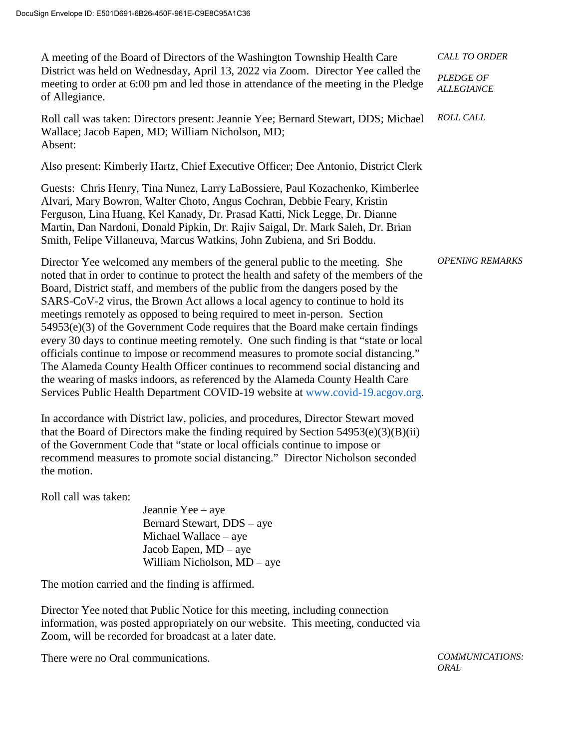DocuSign Envelope ID: E501D691-6B26-450F-961E-C9E8C95A1C36

*CALL TO ORDER*

*PLEDGE OF ALLEGIANCE*

A meeting of the Board of Directors of the Washington Township Health Care District was held on Wednesday, April 13, 2022 via Zoom. Director Yee called the meeting to order at 6:00 pm and led those in attendance of the meeting in the Pledge of Allegiance.

*ROLL CALL*

Roll call was taken: Directors present: Jeannie Yee; Bernard Stewart, DDS; Michael Wallace; Jacob Eapen, MD; William Nicholson, MD;
Absent:

Also present: Kimberly Hartz, Chief Executive Officer; Dee Antonio, District Clerk

Guests: Chris Henry, Tina Nunez, Larry LaBossiere, Paul Kozachenko, Kimberlee Alvari, Mary Bowron, Walter Choto, Angus Cochran, Debbie Feary, Kristin Ferguson, Lina Huang, Kel Kanady, Dr. Prasad Katti, Nick Legge, Dr. Dianne Martin, Dan Nardoni, Donald Pipkin, Dr. Rajiv Saigal, Dr. Mark Saleh, Dr. Brian Smith, Felipe Villaneuva, Marcus Watkins, John Zubiena, and Sri Boddu.

*OPENING REMARKS*

Director Yee welcomed any members of the general public to the meeting. She noted that in order to continue to protect the health and safety of the members of the Board, District staff, and members of the public from the dangers posed by the SARS-CoV-2 virus, the Brown Act allows a local agency to continue to hold its meetings remotely as opposed to being required to meet in-person. Section 54953(e)(3) of the Government Code requires that the Board make certain findings every 30 days to continue meeting remotely. One such finding is that "state or local officials continue to impose or recommend measures to promote social distancing." The Alameda County Health Officer continues to recommend social distancing and the wearing of masks indoors, as referenced by the Alameda County Health Care Services Public Health Department COVID-19 website at www.covid-19.acgov.org.

In accordance with District law, policies, and procedures, Director Stewart moved that the Board of Directors make the finding required by Section 54953(e)(3)(B)(ii) of the Government Code that "state or local officials continue to impose or recommend measures to promote social distancing." Director Nicholson seconded the motion.

Roll call was taken:

Jeannie Yee – aye
Bernard Stewart, DDS – aye
Michael Wallace – aye
Jacob Eapen, MD – aye
William Nicholson, MD – aye

The motion carried and the finding is affirmed.

Director Yee noted that Public Notice for this meeting, including connection information, was posted appropriately on our website. This meeting, conducted via Zoom, will be recorded for broadcast at a later date.

*COMMUNICATIONS: ORAL*

There were no Oral communications.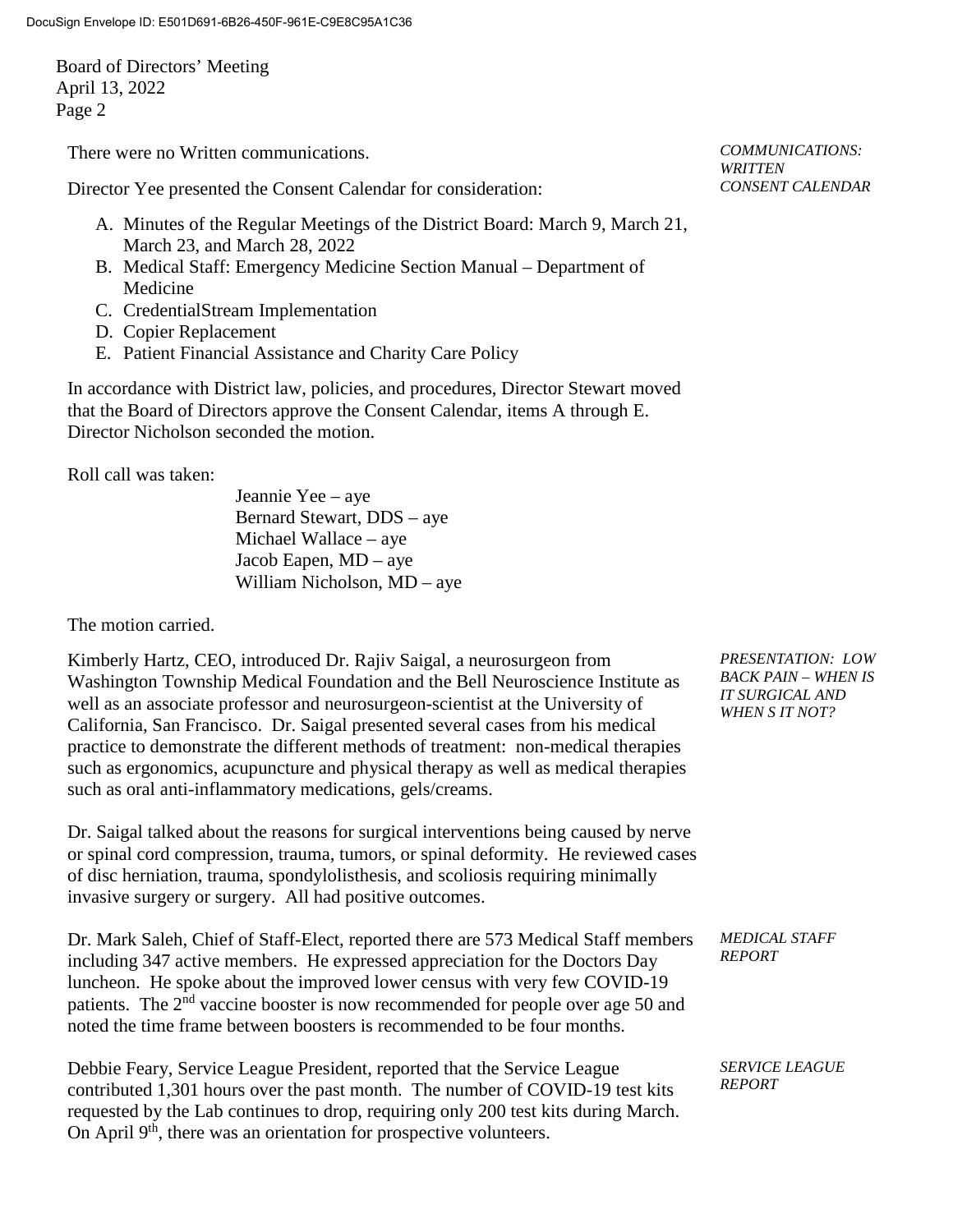There were no Written communications.

*COMMUNICATIONS: WRITTEN*

*CONSENT CALENDAR*

Director Yee presented the Consent Calendar for consideration:

A. Minutes of the Regular Meetings of the District Board: March 9, March 21, March 23, and March 28, 2022
B. Medical Staff: Emergency Medicine Section Manual – Department of Medicine
C. CredentialStream Implementation
D. Copier Replacement
E. Patient Financial Assistance and Charity Care Policy

In accordance with District law, policies, and procedures, Director Stewart moved that the Board of Directors approve the Consent Calendar, items A through E. Director Nicholson seconded the motion.

Roll call was taken:

Jeannie Yee – aye
Bernard Stewart, DDS – aye
Michael Wallace – aye
Jacob Eapen, MD – aye
William Nicholson, MD – aye

The motion carried.

*PRESENTATION: LOW BACK PAIN – WHEN IS IT SURGICAL AND WHEN S IT NOT?*

Kimberly Hartz, CEO, introduced Dr. Rajiv Saigal, a neurosurgeon from Washington Township Medical Foundation and the Bell Neuroscience Institute as well as an associate professor and neurosurgeon-scientist at the University of California, San Francisco. Dr. Saigal presented several cases from his medical practice to demonstrate the different methods of treatment: non-medical therapies such as ergonomics, acupuncture and physical therapy as well as medical therapies such as oral anti-inflammatory medications, gels/creams.

Dr. Saigal talked about the reasons for surgical interventions being caused by nerve or spinal cord compression, trauma, tumors, or spinal deformity. He reviewed cases of disc herniation, trauma, spondylolisthesis, and scoliosis requiring minimally invasive surgery or surgery. All had positive outcomes.

*MEDICAL STAFF REPORT*

Dr. Mark Saleh, Chief of Staff-Elect, reported there are 573 Medical Staff members including 347 active members. He expressed appreciation for the Doctors Day luncheon. He spoke about the improved lower census with very few COVID-19 patients. The 2nd vaccine booster is now recommended for people over age 50 and noted the time frame between boosters is recommended to be four months.

*SERVICE LEAGUE REPORT*

Debbie Feary, Service League President, reported that the Service League contributed 1,301 hours over the past month. The number of COVID-19 test kits requested by the Lab continues to drop, requiring only 200 test kits during March. On April 9th, there was an orientation for prospective volunteers.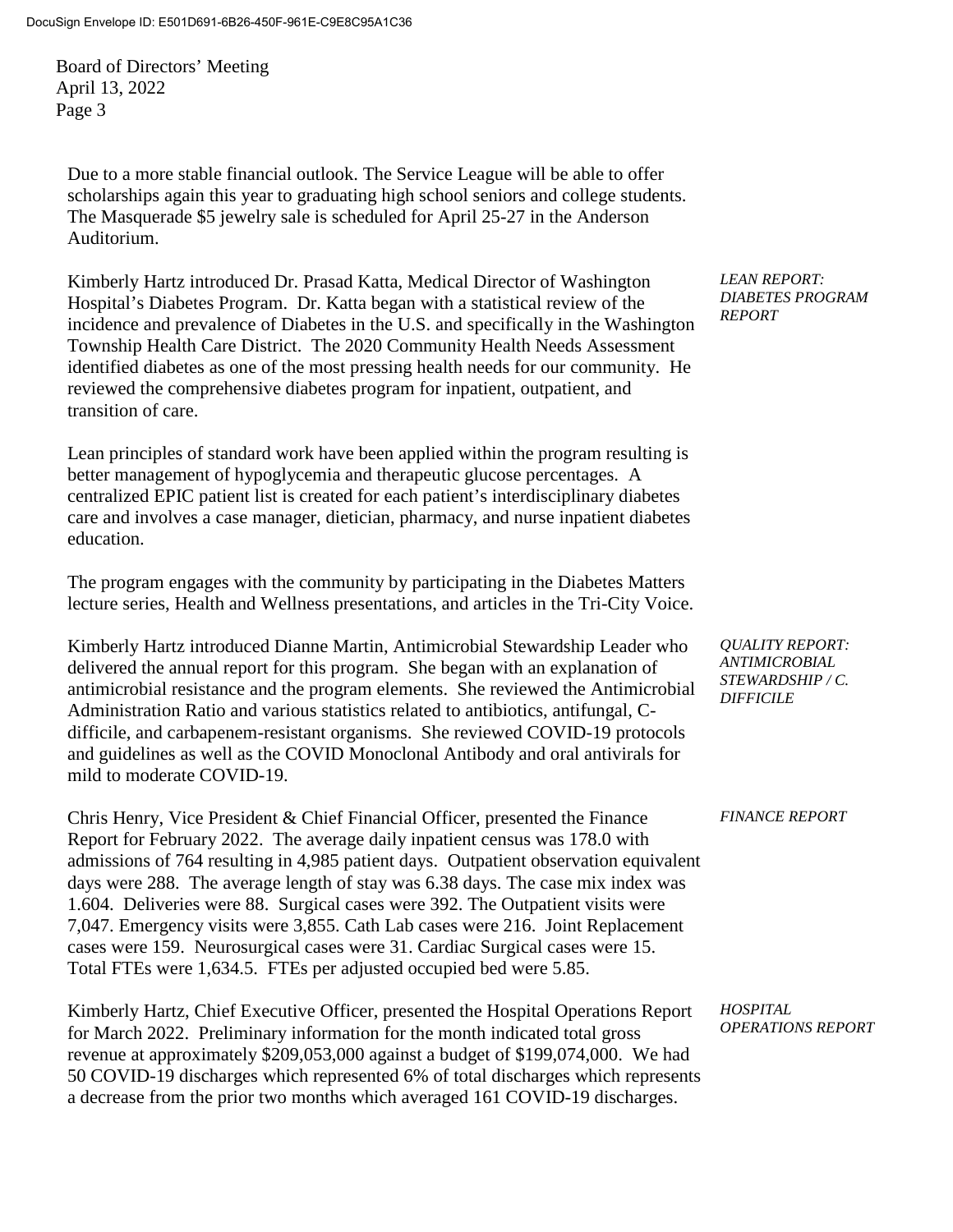Due to a more stable financial outlook. The Service League will be able to offer scholarships again this year to graduating high school seniors and college students. The Masquerade $5 jewelry sale is scheduled for April 25-27 in the Anderson Auditorium.

*LEAN REPORT: DIABETES PROGRAM REPORT*

Kimberly Hartz introduced Dr. Prasad Katta, Medical Director of Washington Hospital's Diabetes Program. Dr. Katta began with a statistical review of the incidence and prevalence of Diabetes in the U.S. and specifically in the Washington Township Health Care District. The 2020 Community Health Needs Assessment identified diabetes as one of the most pressing health needs for our community. He reviewed the comprehensive diabetes program for inpatient, outpatient, and transition of care.

Lean principles of standard work have been applied within the program resulting is better management of hypoglycemia and therapeutic glucose percentages. A centralized EPIC patient list is created for each patient's interdisciplinary diabetes care and involves a case manager, dietician, pharmacy, and nurse inpatient diabetes education.

The program engages with the community by participating in the Diabetes Matters lecture series, Health and Wellness presentations, and articles in the Tri-City Voice.

*QUALITY REPORT: ANTIMICROBIAL STEWARDSHIP / C. DIFFICILE*

Kimberly Hartz introduced Dianne Martin, Antimicrobial Stewardship Leader who delivered the annual report for this program. She began with an explanation of antimicrobial resistance and the program elements. She reviewed the Antimicrobial Administration Ratio and various statistics related to antibiotics, antifungal, C-difficile, and carbapenem-resistant organisms. She reviewed COVID-19 protocols and guidelines as well as the COVID Monoclonal Antibody and oral antivirals for mild to moderate COVID-19.

*FINANCE REPORT*

Chris Henry, Vice President & Chief Financial Officer, presented the Finance Report for February 2022. The average daily inpatient census was 178.0 with admissions of 764 resulting in 4,985 patient days. Outpatient observation equivalent days were 288. The average length of stay was 6.38 days. The case mix index was 1.604. Deliveries were 88. Surgical cases were 392. The Outpatient visits were 7,047. Emergency visits were 3,855. Cath Lab cases were 216. Joint Replacement cases were 159. Neurosurgical cases were 31. Cardiac Surgical cases were 15. Total FTEs were 1,634.5. FTEs per adjusted occupied bed were 5.85.

*HOSPITAL OPERATIONS REPORT*

Kimberly Hartz, Chief Executive Officer, presented the Hospital Operations Report for March 2022. Preliminary information for the month indicated total gross revenue at approximately $209,053,000 against a budget of $199,074,000. We had 50 COVID-19 discharges which represented 6% of total discharges which represents a decrease from the prior two months which averaged 161 COVID-19 discharges.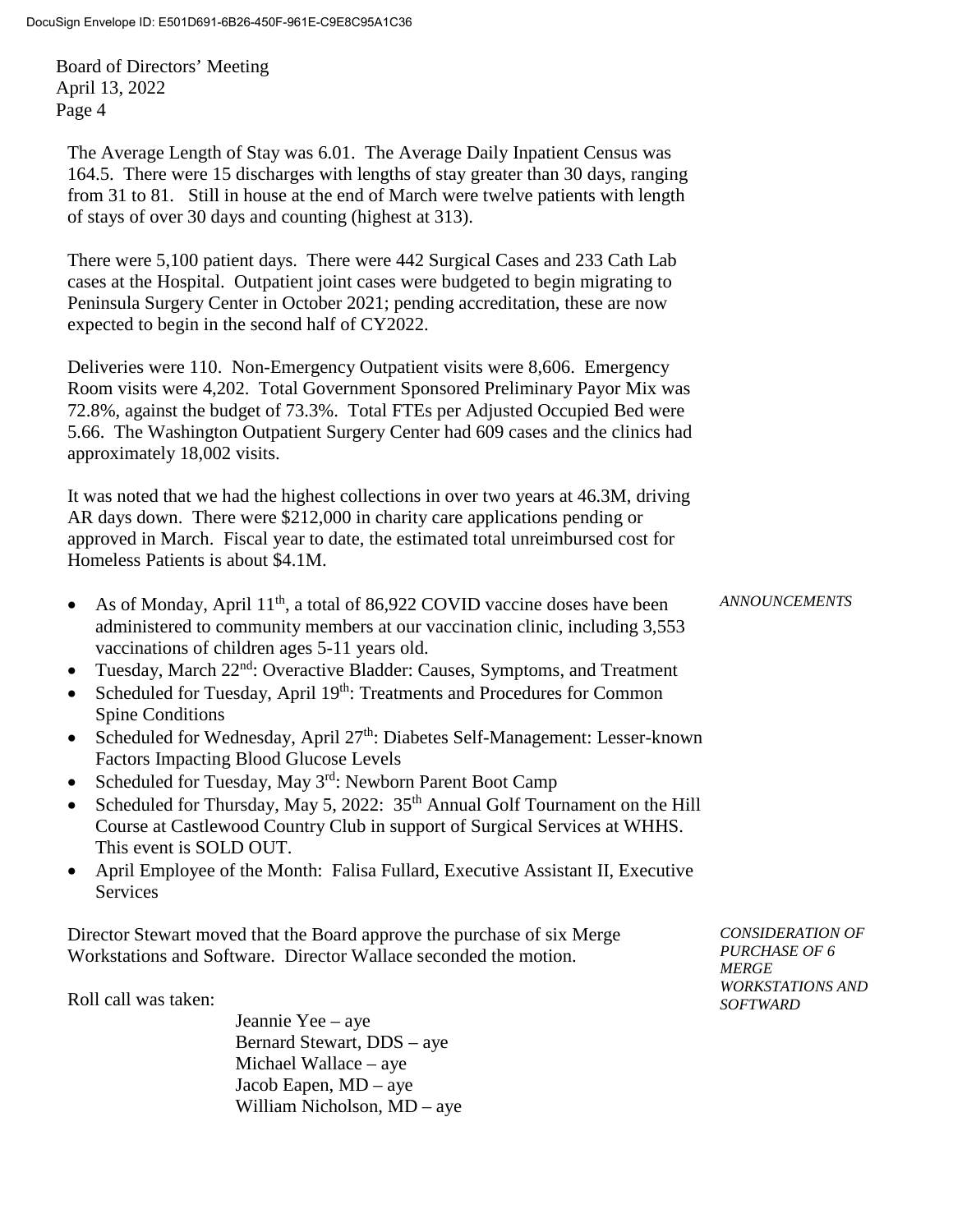The Average Length of Stay was 6.01. The Average Daily Inpatient Census was 164.5. There were 15 discharges with lengths of stay greater than 30 days, ranging from 31 to 81. Still in house at the end of March were twelve patients with length of stays of over 30 days and counting (highest at 313).

There were 5,100 patient days. There were 442 Surgical Cases and 233 Cath Lab cases at the Hospital. Outpatient joint cases were budgeted to begin migrating to Peninsula Surgery Center in October 2021; pending accreditation, these are now expected to begin in the second half of CY2022.

Deliveries were 110. Non-Emergency Outpatient visits were 8,606. Emergency Room visits were 4,202. Total Government Sponsored Preliminary Payor Mix was 72.8%, against the budget of 73.3%. Total FTEs per Adjusted Occupied Bed were 5.66. The Washington Outpatient Surgery Center had 609 cases and the clinics had approximately 18,002 visits.

It was noted that we had the highest collections in over two years at 46.3M, driving AR days down. There were $212,000 in charity care applications pending or approved in March. Fiscal year to date, the estimated total unreimbursed cost for Homeless Patients is about $4.1M.

*ANNOUNCEMENTS*

- As of Monday, April 11th, a total of 86,922 COVID vaccine doses have been administered to community members at our vaccination clinic, including 3,553 vaccinations of children ages 5-11 years old.
- Tuesday, March 22nd: Overactive Bladder: Causes, Symptoms, and Treatment
- Scheduled for Tuesday, April 19th: Treatments and Procedures for Common Spine Conditions
- Scheduled for Wednesday, April 27th: Diabetes Self-Management: Lesser-known Factors Impacting Blood Glucose Levels
- Scheduled for Tuesday, May 3rd: Newborn Parent Boot Camp
- Scheduled for Thursday, May 5, 2022: 35th Annual Golf Tournament on the Hill Course at Castlewood Country Club in support of Surgical Services at WHHS. This event is SOLD OUT.
- April Employee of the Month: Falisa Fullard, Executive Assistant II, Executive Services

*CONSIDERATION OF PURCHASE OF 6 MERGE WORKSTATIONS AND SOFTWARD*

Director Stewart moved that the Board approve the purchase of six Merge Workstations and Software. Director Wallace seconded the motion.

Roll call was taken:

Jeannie Yee – aye
Bernard Stewart, DDS – aye
Michael Wallace – aye
Jacob Eapen, MD – aye
William Nicholson, MD – aye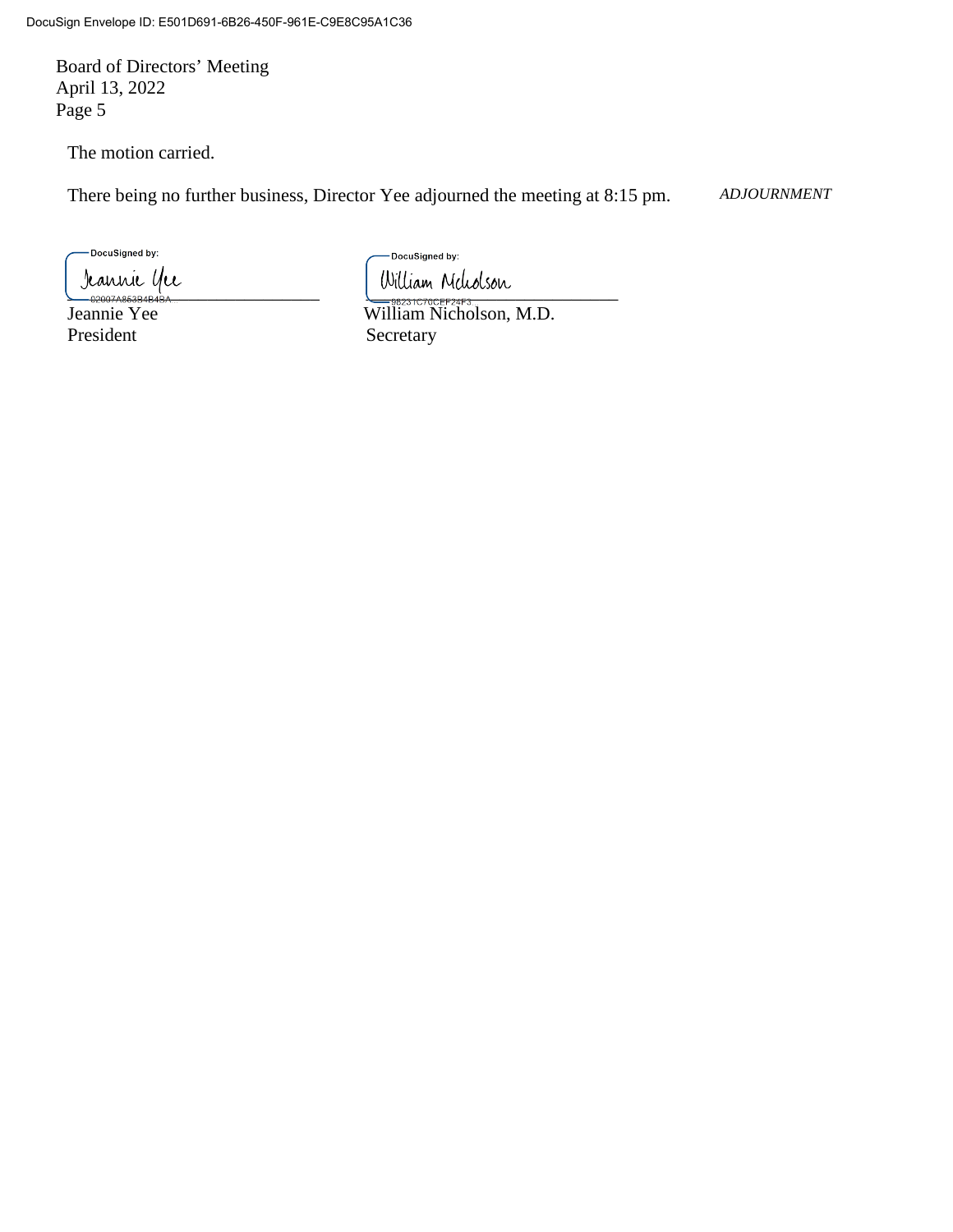The motion carried.

There being no further business, Director Yee adjourned the meeting at 8:15 pm. *ADJOURNMENT*

DocuSigned by:
Jeannie Yee
02097A853B4B4BA...

Jeannie Yee
President

DocuSigned by:
William Nicholson
98231C70CEF24F3...

William Nicholson, M.D.
Secretary